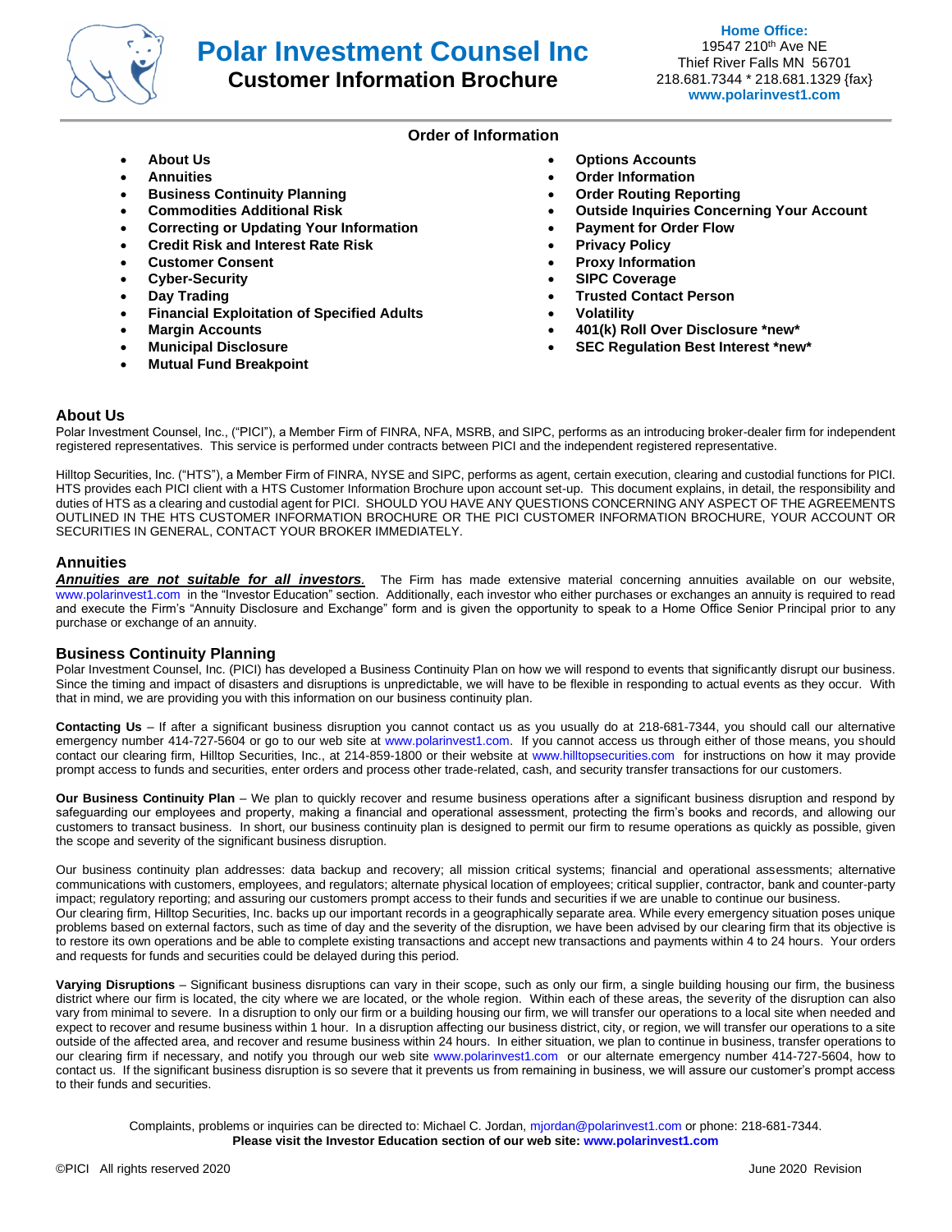# Polar Investment Counsel Inc
## Customer Information Brochure

**Home Office:**
19547 210th Ave NE
Thief River Falls MN 56701
218.681.7344 * 218.681.1329 {fax}
**www.polarinvest1.com**

### Order of Information

- **About Us**
- **Annuities**
- **Business Continuity Planning**
- **Commodities Additional Risk**
- **Correcting or Updating Your Information**
- **Credit Risk and Interest Rate Risk**
- **Customer Consent**
- **Cyber-Security**
- **Day Trading**
- **Financial Exploitation of Specified Adults**
- **Margin Accounts**
- **Municipal Disclosure**
- **Mutual Fund Breakpoint**
- **Options Accounts**
- **Order Information**
- **Order Routing Reporting**
- **Outside Inquiries Concerning Your Account**
- **Payment for Order Flow**
- **Privacy Policy**
- **Proxy Information**
- **SIPC Coverage**
- **Trusted Contact Person**
- **Volatility**
- **401(k) Roll Over Disclosure *new***
- **SEC Regulation Best Interest *new***

## About Us

Polar Investment Counsel, Inc., ("PICI"), a Member Firm of FINRA, NFA, MSRB, and SIPC, performs as an introducing broker-dealer firm for independent registered representatives. This service is performed under contracts between PICI and the independent registered representative.

Hilltop Securities, Inc. ("HTS"), a Member Firm of FINRA, NYSE and SIPC, performs as agent, certain execution, clearing and custodial functions for PICI. HTS provides each PICI client with a HTS Customer Information Brochure upon account set-up. This document explains, in detail, the responsibility and duties of HTS as a clearing and custodial agent for PICI. SHOULD YOU HAVE ANY QUESTIONS CONCERNING ANY ASPECT OF THE AGREEMENTS OUTLINED IN THE HTS CUSTOMER INFORMATION BROCHURE OR THE PICI CUSTOMER INFORMATION BROCHURE, YOUR ACCOUNT OR SECURITIES IN GENERAL, CONTACT YOUR BROKER IMMEDIATELY.

## Annuities

***Annuities are not suitable for all investors.*** The Firm has made extensive material concerning annuities available on our website, www.polarinvest1.com in the "Investor Education" section. Additionally, each investor who either purchases or exchanges an annuity is required to read and execute the Firm's "Annuity Disclosure and Exchange" form and is given the opportunity to speak to a Home Office Senior Principal prior to any purchase or exchange of an annuity.

## Business Continuity Planning

Polar Investment Counsel, Inc. (PICI) has developed a Business Continuity Plan on how we will respond to events that significantly disrupt our business. Since the timing and impact of disasters and disruptions is unpredictable, we will have to be flexible in responding to actual events as they occur. With that in mind, we are providing you with this information on our business continuity plan.

**Contacting Us** – If after a significant business disruption you cannot contact us as you usually do at 218-681-7344, you should call our alternative emergency number 414-727-5604 or go to our web site at www.polarinvest1.com. If you cannot access us through either of those means, you should contact our clearing firm, Hilltop Securities, Inc., at 214-859-1800 or their website at www.hilltopsecurities.com for instructions on how it may provide prompt access to funds and securities, enter orders and process other trade-related, cash, and security transfer transactions for our customers.

**Our Business Continuity Plan** – We plan to quickly recover and resume business operations after a significant business disruption and respond by safeguarding our employees and property, making a financial and operational assessment, protecting the firm's books and records, and allowing our customers to transact business. In short, our business continuity plan is designed to permit our firm to resume operations as quickly as possible, given the scope and severity of the significant business disruption.

Our business continuity plan addresses: data backup and recovery; all mission critical systems; financial and operational assessments; alternative communications with customers, employees, and regulators; alternate physical location of employees; critical supplier, contractor, bank and counter-party impact; regulatory reporting; and assuring our customers prompt access to their funds and securities if we are unable to continue our business.
Our clearing firm, Hilltop Securities, Inc. backs up our important records in a geographically separate area. While every emergency situation poses unique problems based on external factors, such as time of day and the severity of the disruption, we have been advised by our clearing firm that its objective is to restore its own operations and be able to complete existing transactions and accept new transactions and payments within 4 to 24 hours. Your orders and requests for funds and securities could be delayed during this period.

**Varying Disruptions** – Significant business disruptions can vary in their scope, such as only our firm, a single building housing our firm, the business district where our firm is located, the city where we are located, or the whole region. Within each of these areas, the severity of the disruption can also vary from minimal to severe. In a disruption to only our firm or a building housing our firm, we will transfer our operations to a local site when needed and expect to recover and resume business within 1 hour. In a disruption affecting our business district, city, or region, we will transfer our operations to a site outside of the affected area, and recover and resume business within 24 hours. In either situation, we plan to continue in business, transfer operations to our clearing firm if necessary, and notify you through our web site www.polarinvest1.com or our alternate emergency number 414-727-5604, how to contact us. If the significant business disruption is so severe that it prevents us from remaining in business, we will assure our customer's prompt access to their funds and securities.

Complaints, problems or inquiries can be directed to: Michael C. Jordan, mjordan@polarinvest1.com or phone: 218-681-7344.
**Please visit the Investor Education section of our web site: www.polarinvest1.com**

©PICI All rights reserved 2020 June 2020 Revision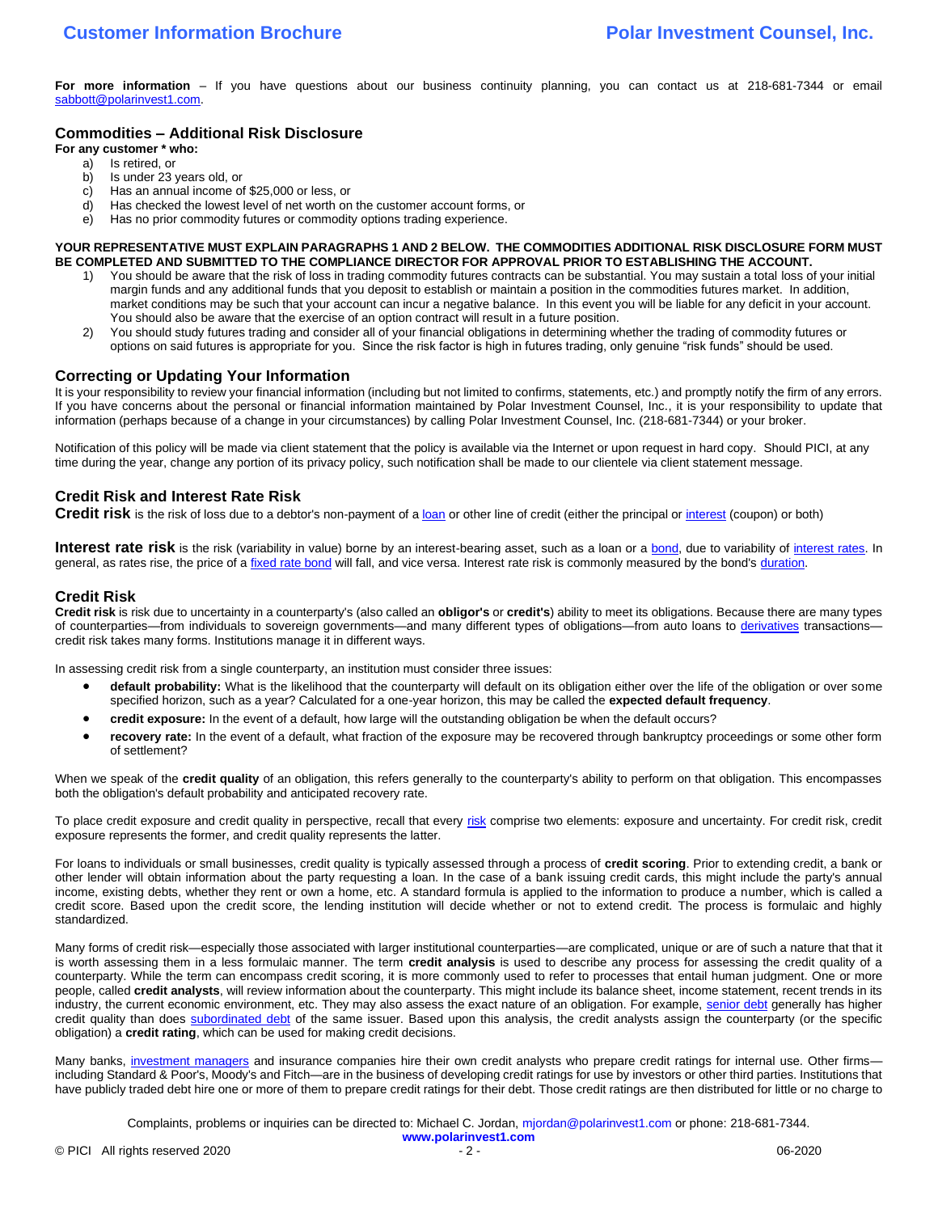**For more information** – If you have questions about our business continuity planning, you can contact us at 218-681-7344 or email sabbott@polarinvest1.com.

## Commodities – Additional Risk Disclosure

**For any customer * who:**

a) Is retired, or
b) Is under 23 years old, or
c) Has an annual income of $25,000 or less, or
d) Has checked the lowest level of net worth on the customer account forms, or
e) Has no prior commodity futures or commodity options trading experience.

**YOUR REPRESENTATIVE MUST EXPLAIN PARAGRAPHS 1 AND 2 BELOW. THE COMMODITIES ADDITIONAL RISK DISCLOSURE FORM MUST BE COMPLETED AND SUBMITTED TO THE COMPLIANCE DIRECTOR FOR APPROVAL PRIOR TO ESTABLISHING THE ACCOUNT.**

1) You should be aware that the risk of loss in trading commodity futures contracts can be substantial. You may sustain a total loss of your initial margin funds and any additional funds that you deposit to establish or maintain a position in the commodities futures market. In addition, market conditions may be such that your account can incur a negative balance. In this event you will be liable for any deficit in your account. You should also be aware that the exercise of an option contract will result in a future position.
2) You should study futures trading and consider all of your financial obligations in determining whether the trading of commodity futures or options on said futures is appropriate for you. Since the risk factor is high in futures trading, only genuine "risk funds" should be used.

## Correcting or Updating Your Information

It is your responsibility to review your financial information (including but not limited to confirms, statements, etc.) and promptly notify the firm of any errors. If you have concerns about the personal or financial information maintained by Polar Investment Counsel, Inc., it is your responsibility to update that information (perhaps because of a change in your circumstances) by calling Polar Investment Counsel, Inc. (218-681-7344) or your broker.

Notification of this policy will be made via client statement that the policy is available via the Internet or upon request in hard copy. Should PICI, at any time during the year, change any portion of its privacy policy, such notification shall be made to our clientele via client statement message.

## Credit Risk and Interest Rate Risk

**Credit risk** is the risk of loss due to a debtor's non-payment of a loan or other line of credit (either the principal or interest (coupon) or both)

**Interest rate risk** is the risk (variability in value) borne by an interest-bearing asset, such as a loan or a bond, due to variability of interest rates. In general, as rates rise, the price of a fixed rate bond will fall, and vice versa. Interest rate risk is commonly measured by the bond's duration.

## Credit Risk

**Credit risk** is risk due to uncertainty in a counterparty's (also called an **obligor's** or **credit's**) ability to meet its obligations. Because there are many types of counterparties—from individuals to sovereign governments—and many different types of obligations—from auto loans to derivatives transactions—credit risk takes many forms. Institutions manage it in different ways.

In assessing credit risk from a single counterparty, an institution must consider three issues:

- **default probability:** What is the likelihood that the counterparty will default on its obligation either over the life of the obligation or over some specified horizon, such as a year? Calculated for a one-year horizon, this may be called the **expected default frequency**.
- **credit exposure:** In the event of a default, how large will the outstanding obligation be when the default occurs?
- **recovery rate:** In the event of a default, what fraction of the exposure may be recovered through bankruptcy proceedings or some other form of settlement?

When we speak of the **credit quality** of an obligation, this refers generally to the counterparty's ability to perform on that obligation. This encompasses both the obligation's default probability and anticipated recovery rate.

To place credit exposure and credit quality in perspective, recall that every risk comprise two elements: exposure and uncertainty. For credit risk, credit exposure represents the former, and credit quality represents the latter.

For loans to individuals or small businesses, credit quality is typically assessed through a process of **credit scoring**. Prior to extending credit, a bank or other lender will obtain information about the party requesting a loan. In the case of a bank issuing credit cards, this might include the party's annual income, existing debts, whether they rent or own a home, etc. A standard formula is applied to the information to produce a number, which is called a credit score. Based upon the credit score, the lending institution will decide whether or not to extend credit. The process is formulaic and highly standardized.

Many forms of credit risk—especially those associated with larger institutional counterparties—are complicated, unique or are of such a nature that that it is worth assessing them in a less formulaic manner. The term **credit analysis** is used to describe any process for assessing the credit quality of a counterparty. While the term can encompass credit scoring, it is more commonly used to refer to processes that entail human judgment. One or more people, called **credit analysts**, will review information about the counterparty. This might include its balance sheet, income statement, recent trends in its industry, the current economic environment, etc. They may also assess the exact nature of an obligation. For example, senior debt generally has higher credit quality than does subordinated debt of the same issuer. Based upon this analysis, the credit analysts assign the counterparty (or the specific obligation) a **credit rating**, which can be used for making credit decisions.

Many banks, investment managers and insurance companies hire their own credit analysts who prepare credit ratings for internal use. Other firms—including Standard & Poor's, Moody's and Fitch—are in the business of developing credit ratings for use by investors or other third parties. Institutions that have publicly traded debt hire one or more of them to prepare credit ratings for their debt. Those credit ratings are then distributed for little or no charge to

Complaints, problems or inquiries can be directed to: Michael C. Jordan, mjordan@polarinvest1.com or phone: 218-681-7344.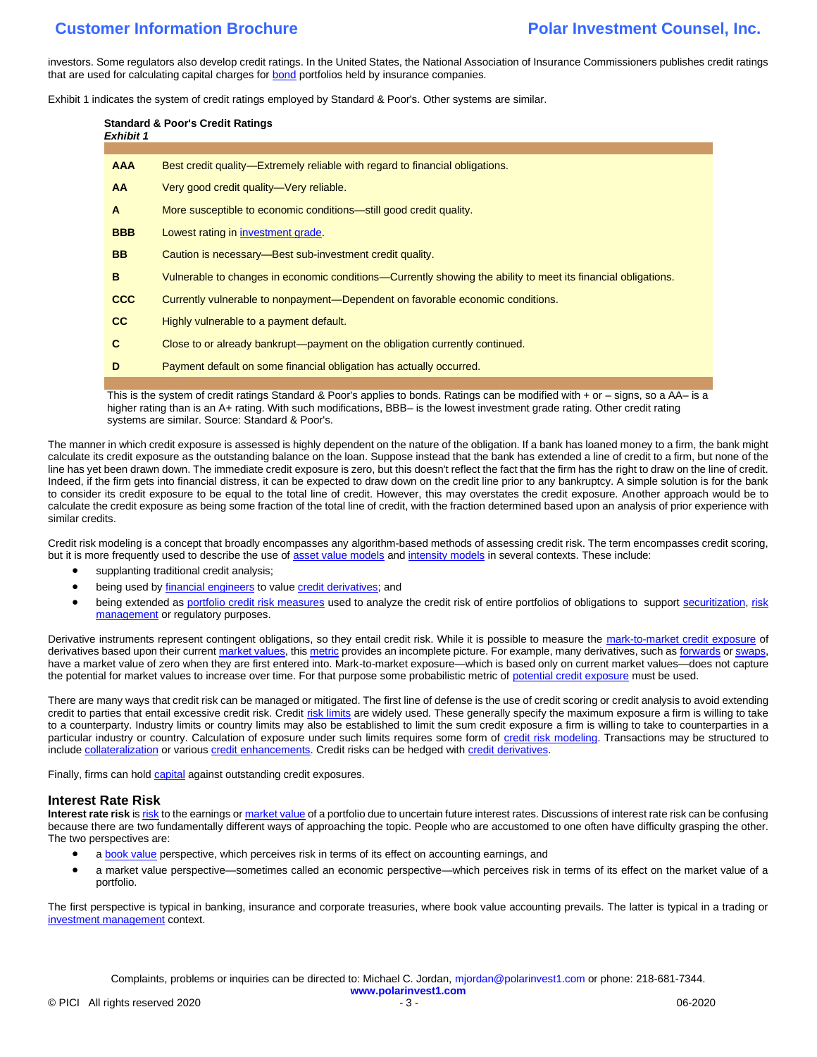investors. Some regulators also develop credit ratings. In the United States, the National Association of Insurance Commissioners publishes credit ratings that are used for calculating capital charges for bond portfolios held by insurance companies.

Exhibit 1 indicates the system of credit ratings employed by Standard & Poor's. Other systems are similar.

**Standard & Poor's Credit Ratings**
***Exhibit 1***

| | |
|---|---|
| **AAA** | Best credit quality—Extremely reliable with regard to financial obligations. |
| **AA** | Very good credit quality—Very reliable. |
| **A** | More susceptible to economic conditions—still good credit quality. |
| **BBB** | Lowest rating in investment grade. |
| **BB** | Caution is necessary—Best sub-investment credit quality. |
| **B** | Vulnerable to changes in economic conditions—Currently showing the ability to meet its financial obligations. |
| **CCC** | Currently vulnerable to nonpayment—Dependent on favorable economic conditions. |
| **CC** | Highly vulnerable to a payment default. |
| **C** | Close to or already bankrupt—payment on the obligation currently continued. |
| **D** | Payment default on some financial obligation has actually occurred. |

This is the system of credit ratings Standard & Poor's applies to bonds. Ratings can be modified with + or – signs, so a AA– is a higher rating than is an A+ rating. With such modifications, BBB– is the lowest investment grade rating. Other credit rating systems are similar. Source: Standard & Poor's.

The manner in which credit exposure is assessed is highly dependent on the nature of the obligation. If a bank has loaned money to a firm, the bank might calculate its credit exposure as the outstanding balance on the loan. Suppose instead that the bank has extended a line of credit to a firm, but none of the line has yet been drawn down. The immediate credit exposure is zero, but this doesn't reflect the fact that the firm has the right to draw on the line of credit. Indeed, if the firm gets into financial distress, it can be expected to draw down on the credit line prior to any bankruptcy. A simple solution is for the bank to consider its credit exposure to be equal to the total line of credit. However, this may overstates the credit exposure. Another approach would be to calculate the credit exposure as being some fraction of the total line of credit, with the fraction determined based upon an analysis of prior experience with similar credits.

Credit risk modeling is a concept that broadly encompasses any algorithm-based methods of assessing credit risk. The term encompasses credit scoring, but it is more frequently used to describe the use of asset value models and intensity models in several contexts. These include:

- supplanting traditional credit analysis;
- being used by financial engineers to value credit derivatives; and
- being extended as portfolio credit risk measures used to analyze the credit risk of entire portfolios of obligations to support securitization, risk management or regulatory purposes.

Derivative instruments represent contingent obligations, so they entail credit risk. While it is possible to measure the mark-to-market credit exposure of derivatives based upon their current market values, this metric provides an incomplete picture. For example, many derivatives, such as forwards or swaps, have a market value of zero when they are first entered into. Mark-to-market exposure—which is based only on current market values—does not capture the potential for market values to increase over time. For that purpose some probabilistic metric of potential credit exposure must be used.

There are many ways that credit risk can be managed or mitigated. The first line of defense is the use of credit scoring or credit analysis to avoid extending credit to parties that entail excessive credit risk. Credit risk limits are widely used. These generally specify the maximum exposure a firm is willing to take to a counterparty. Industry limits or country limits may also be established to limit the sum credit exposure a firm is willing to take to counterparties in a particular industry or country. Calculation of exposure under such limits requires some form of credit risk modeling. Transactions may be structured to include collateralization or various credit enhancements. Credit risks can be hedged with credit derivatives.

Finally, firms can hold capital against outstanding credit exposures.

## Interest Rate Risk

**Interest rate risk** is risk to the earnings or market value of a portfolio due to uncertain future interest rates. Discussions of interest rate risk can be confusing because there are two fundamentally different ways of approaching the topic. People who are accustomed to one often have difficulty grasping the other. The two perspectives are:

- a book value perspective, which perceives risk in terms of its effect on accounting earnings, and
- a market value perspective—sometimes called an economic perspective—which perceives risk in terms of its effect on the market value of a portfolio.

The first perspective is typical in banking, insurance and corporate treasuries, where book value accounting prevails. The latter is typical in a trading or investment management context.

Complaints, problems or inquiries can be directed to: Michael C. Jordan, mjordan@polarinvest1.com or phone: 218-681-7344.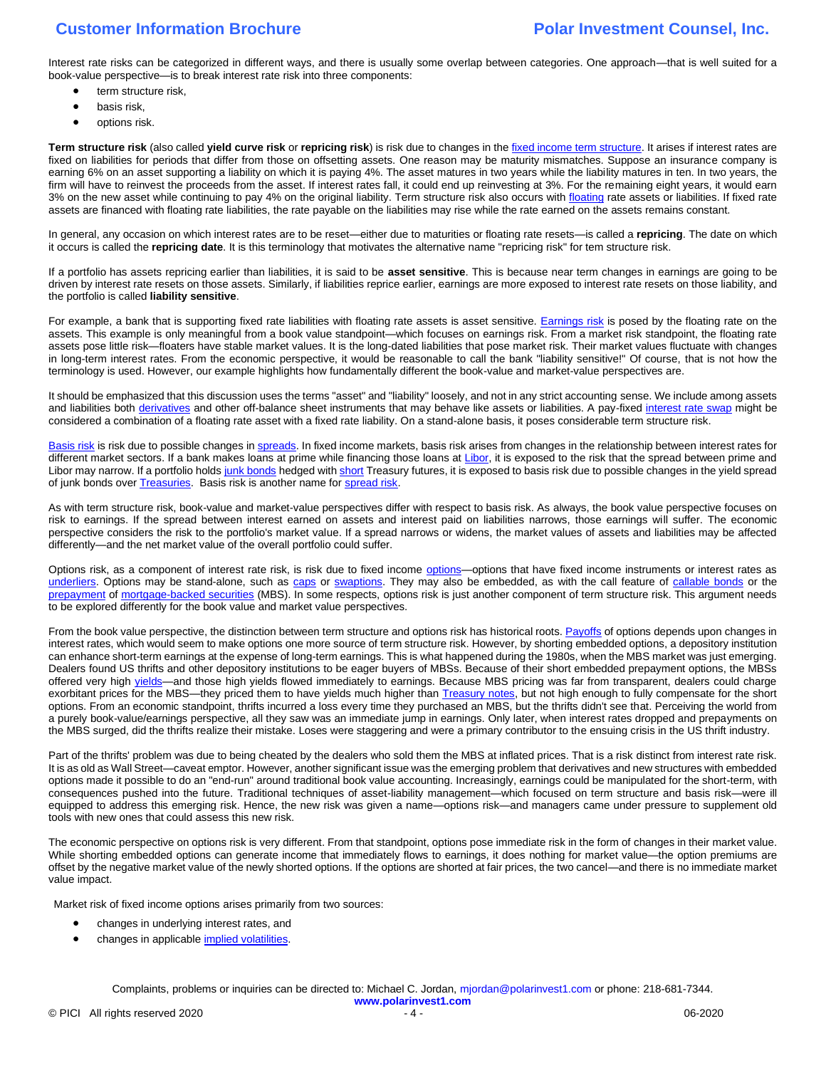Interest rate risks can be categorized in different ways, and there is usually some overlap between categories. One approach—that is well suited for a book-value perspective—is to break interest rate risk into three components:

- term structure risk,
- basis risk,
- options risk.

**Term structure risk** (also called **yield curve risk** or **repricing risk**) is risk due to changes in the fixed income term structure. It arises if interest rates are fixed on liabilities for periods that differ from those on offsetting assets. One reason may be maturity mismatches. Suppose an insurance company is earning 6% on an asset supporting a liability on which it is paying 4%. The asset matures in two years while the liability matures in ten. In two years, the firm will have to reinvest the proceeds from the asset. If interest rates fall, it could end up reinvesting at 3%. For the remaining eight years, it would earn 3% on the new asset while continuing to pay 4% on the original liability. Term structure risk also occurs with floating rate assets or liabilities. If fixed rate assets are financed with floating rate liabilities, the rate payable on the liabilities may rise while the rate earned on the assets remains constant.

In general, any occasion on which interest rates are to be reset—either due to maturities or floating rate resets—is called a **repricing**. The date on which it occurs is called the **repricing date**. It is this terminology that motivates the alternative name "repricing risk" for tem structure risk.

If a portfolio has assets repricing earlier than liabilities, it is said to be **asset sensitive**. This is because near term changes in earnings are going to be driven by interest rate resets on those assets. Similarly, if liabilities reprice earlier, earnings are more exposed to interest rate resets on those liability, and the portfolio is called **liability sensitive**.

For example, a bank that is supporting fixed rate liabilities with floating rate assets is asset sensitive. Earnings risk is posed by the floating rate on the assets. This example is only meaningful from a book value standpoint—which focuses on earnings risk. From a market risk standpoint, the floating rate assets pose little risk—floaters have stable market values. It is the long-dated liabilities that pose market risk. Their market values fluctuate with changes in long-term interest rates. From the economic perspective, it would be reasonable to call the bank "liability sensitive!" Of course, that is not how the terminology is used. However, our example highlights how fundamentally different the book-value and market-value perspectives are.

It should be emphasized that this discussion uses the terms "asset" and "liability" loosely, and not in any strict accounting sense. We include among assets and liabilities both derivatives and other off-balance sheet instruments that may behave like assets or liabilities. A pay-fixed interest rate swap might be considered a combination of a floating rate asset with a fixed rate liability. On a stand-alone basis, it poses considerable term structure risk.

Basis risk is risk due to possible changes in spreads. In fixed income markets, basis risk arises from changes in the relationship between interest rates for different market sectors. If a bank makes loans at prime while financing those loans at Libor, it is exposed to the risk that the spread between prime and Libor may narrow. If a portfolio holds junk bonds hedged with short Treasury futures, it is exposed to basis risk due to possible changes in the yield spread of junk bonds over Treasuries. Basis risk is another name for spread risk.

As with term structure risk, book-value and market-value perspectives differ with respect to basis risk. As always, the book value perspective focuses on risk to earnings. If the spread between interest earned on assets and interest paid on liabilities narrows, those earnings will suffer. The economic perspective considers the risk to the portfolio's market value. If a spread narrows or widens, the market values of assets and liabilities may be affected differently—and the net market value of the overall portfolio could suffer.

Options risk, as a component of interest rate risk, is risk due to fixed income options—options that have fixed income instruments or interest rates as underliers. Options may be stand-alone, such as caps or swaptions. They may also be embedded, as with the call feature of callable bonds or the prepayment of mortgage-backed securities (MBS). In some respects, options risk is just another component of term structure risk. This argument needs to be explored differently for the book value and market value perspectives.

From the book value perspective, the distinction between term structure and options risk has historical roots. Payoffs of options depends upon changes in interest rates, which would seem to make options one more source of term structure risk. However, by shorting embedded options, a depository institution can enhance short-term earnings at the expense of long-term earnings. This is what happened during the 1980s, when the MBS market was just emerging. Dealers found US thrifts and other depository institutions to be eager buyers of MBSs. Because of their short embedded prepayment options, the MBSs offered very high yields—and those high yields flowed immediately to earnings. Because MBS pricing was far from transparent, dealers could charge exorbitant prices for the MBS—they priced them to have yields much higher than Treasury notes, but not high enough to fully compensate for the short options. From an economic standpoint, thrifts incurred a loss every time they purchased an MBS, but the thrifts didn't see that. Perceiving the world from a purely book-value/earnings perspective, all they saw was an immediate jump in earnings. Only later, when interest rates dropped and prepayments on the MBS surged, did the thrifts realize their mistake. Loses were staggering and were a primary contributor to the ensuing crisis in the US thrift industry.

Part of the thrifts' problem was due to being cheated by the dealers who sold them the MBS at inflated prices. That is a risk distinct from interest rate risk. It is as old as Wall Street—caveat emptor. However, another significant issue was the emerging problem that derivatives and new structures with embedded options made it possible to do an "end-run" around traditional book value accounting. Increasingly, earnings could be manipulated for the short-term, with consequences pushed into the future. Traditional techniques of asset-liability management—which focused on term structure and basis risk—were ill equipped to address this emerging risk. Hence, the new risk was given a name—options risk—and managers came under pressure to supplement old tools with new ones that could assess this new risk.

The economic perspective on options risk is very different. From that standpoint, options pose immediate risk in the form of changes in their market value. While shorting embedded options can generate income that immediately flows to earnings, it does nothing for market value—the option premiums are offset by the negative market value of the newly shorted options. If the options are shorted at fair prices, the two cancel—and there is no immediate market value impact.

Market risk of fixed income options arises primarily from two sources:

- changes in underlying interest rates, and
- changes in applicable implied volatilities.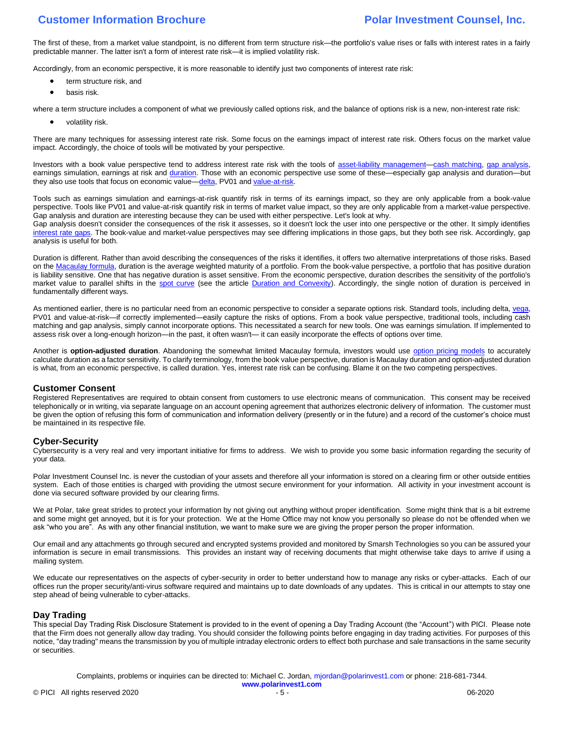The first of these, from a market value standpoint, is no different from term structure risk—the portfolio's value rises or falls with interest rates in a fairly predictable manner. The latter isn't a form of interest rate risk—it is implied volatility risk.

Accordingly, from an economic perspective, it is more reasonable to identify just two components of interest rate risk:

- term structure risk, and
- basis risk.

where a term structure includes a component of what we previously called options risk, and the balance of options risk is a new, non-interest rate risk:

- volatility risk.

There are many techniques for assessing interest rate risk. Some focus on the earnings impact of interest rate risk. Others focus on the market value impact. Accordingly, the choice of tools will be motivated by your perspective.

Investors with a book value perspective tend to address interest rate risk with the tools of asset-liability management—cash matching, gap analysis, earnings simulation, earnings at risk and duration. Those with an economic perspective use some of these—especially gap analysis and duration—but they also use tools that focus on economic value—delta, PV01 and value-at-risk.

Tools such as earnings simulation and earnings-at-risk quantify risk in terms of its earnings impact, so they are only applicable from a book-value perspective. Tools like PV01 and value-at-risk quantify risk in terms of market value impact, so they are only applicable from a market-value perspective. Gap analysis and duration are interesting because they can be used with either perspective. Let's look at why.

Gap analysis doesn't consider the consequences of the risk it assesses, so it doesn't lock the user into one perspective or the other. It simply identifies interest rate gaps. The book-value and market-value perspectives may see differing implications in those gaps, but they both see risk. Accordingly, gap analysis is useful for both.

Duration is different. Rather than avoid describing the consequences of the risks it identifies, it offers two alternative interpretations of those risks. Based on the Macaulay formula, duration is the average weighted maturity of a portfolio. From the book-value perspective, a portfolio that has positive duration is liability sensitive. One that has negative duration is asset sensitive. From the economic perspective, duration describes the sensitivity of the portfolio's market value to parallel shifts in the spot curve (see the article Duration and Convexity). Accordingly, the single notion of duration is perceived in fundamentally different ways.

As mentioned earlier, there is no particular need from an economic perspective to consider a separate options risk. Standard tools, including delta, vega, PV01 and value-at-risk—if correctly implemented—easily capture the risks of options. From a book value perspective, traditional tools, including cash matching and gap analysis, simply cannot incorporate options. This necessitated a search for new tools. One was earnings simulation. If implemented to assess risk over a long-enough horizon—in the past, it often wasn't— it can easily incorporate the effects of options over time.

Another is **option-adjusted duration**. Abandoning the somewhat limited Macaulay formula, investors would use option pricing models to accurately calculate duration as a factor sensitivity. To clarify terminology, from the book value perspective, duration is Macaulay duration and option-adjusted duration is what, from an economic perspective, is called duration. Yes, interest rate risk can be confusing. Blame it on the two competing perspectives.

## Customer Consent

Registered Representatives are required to obtain consent from customers to use electronic means of communication. This consent may be received telephonically or in writing, via separate language on an account opening agreement that authorizes electronic delivery of information. The customer must be given the option of refusing this form of communication and information delivery (presently or in the future) and a record of the customer's choice must be maintained in its respective file.

## Cyber-Security

Cybersecurity is a very real and very important initiative for firms to address. We wish to provide you some basic information regarding the security of your data.

Polar Investment Counsel Inc. is never the custodian of your assets and therefore all your information is stored on a clearing firm or other outside entities system. Each of those entities is charged with providing the utmost secure environment for your information. All activity in your investment account is done via secured software provided by our clearing firms.

We at Polar, take great strides to protect your information by not giving out anything without proper identification. Some might think that is a bit extreme and some might get annoyed, but it is for your protection. We at the Home Office may not know you personally so please do not be offended when we ask "who you are". As with any other financial institution, we want to make sure we are giving the proper person the proper information.

Our email and any attachments go through secured and encrypted systems provided and monitored by Smarsh Technologies so you can be assured your information is secure in email transmissions. This provides an instant way of receiving documents that might otherwise take days to arrive if using a mailing system.

We educate our representatives on the aspects of cyber-security in order to better understand how to manage any risks or cyber-attacks. Each of our offices run the proper security/anti-virus software required and maintains up to date downloads of any updates. This is critical in our attempts to stay one step ahead of being vulnerable to cyber-attacks.

## Day Trading

This special Day Trading Risk Disclosure Statement is provided to in the event of opening a Day Trading Account (the "Account") with PICI. Please note that the Firm does not generally allow day trading. You should consider the following points before engaging in day trading activities. For purposes of this notice, "day trading" means the transmission by you of multiple intraday electronic orders to effect both purchase and sale transactions in the same security or securities.

Complaints, problems or inquiries can be directed to: Michael C. Jordan, mjordan@polarinvest1.com or phone: 218-681-7344.
www.polarinvest1.com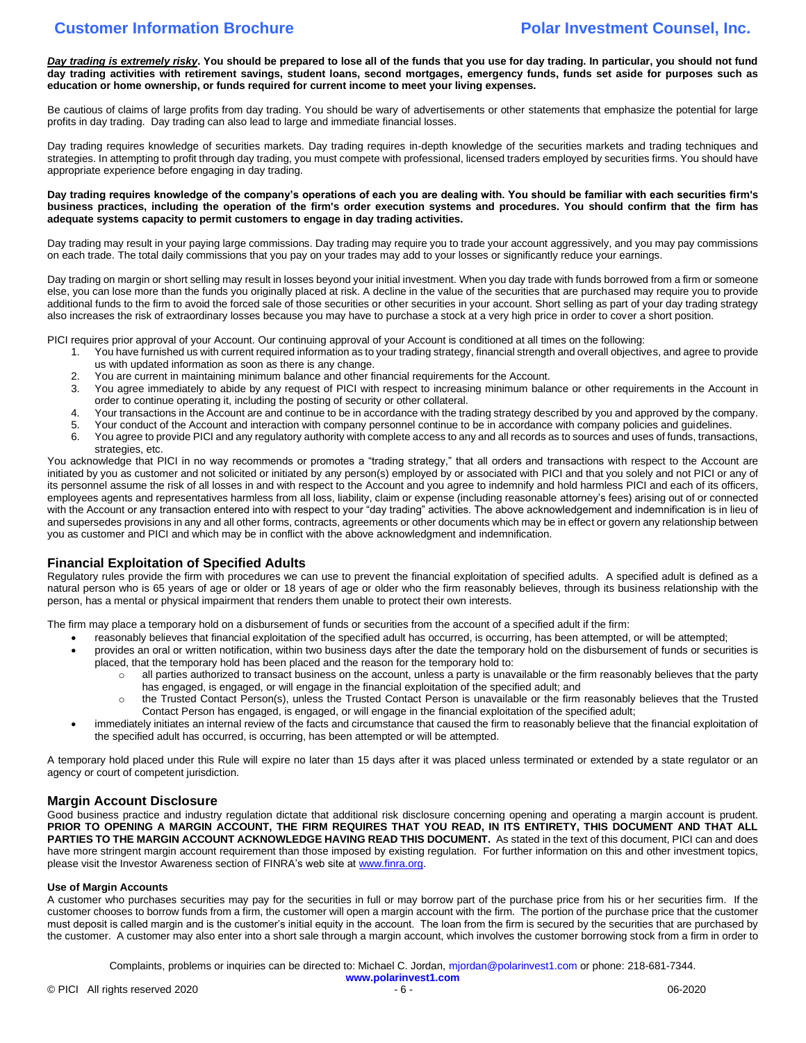***Day trading is extremely risky*. You should be prepared to lose all of the funds that you use for day trading. In particular, you should not fund day trading activities with retirement savings, student loans, second mortgages, emergency funds, funds set aside for purposes such as education or home ownership, or funds required for current income to meet your living expenses.**

Be cautious of claims of large profits from day trading. You should be wary of advertisements or other statements that emphasize the potential for large profits in day trading. Day trading can also lead to large and immediate financial losses.

Day trading requires knowledge of securities markets. Day trading requires in-depth knowledge of the securities markets and trading techniques and strategies. In attempting to profit through day trading, you must compete with professional, licensed traders employed by securities firms. You should have appropriate experience before engaging in day trading.

**Day trading requires knowledge of the company's operations of each you are dealing with. You should be familiar with each securities firm's business practices, including the operation of the firm's order execution systems and procedures. You should confirm that the firm has adequate systems capacity to permit customers to engage in day trading activities.**

Day trading may result in your paying large commissions. Day trading may require you to trade your account aggressively, and you may pay commissions on each trade. The total daily commissions that you pay on your trades may add to your losses or significantly reduce your earnings.

Day trading on margin or short selling may result in losses beyond your initial investment. When you day trade with funds borrowed from a firm or someone else, you can lose more than the funds you originally placed at risk. A decline in the value of the securities that are purchased may require you to provide additional funds to the firm to avoid the forced sale of those securities or other securities in your account. Short selling as part of your day trading strategy also increases the risk of extraordinary losses because you may have to purchase a stock at a very high price in order to cover a short position.

PICI requires prior approval of your Account. Our continuing approval of your Account is conditioned at all times on the following:

1. You have furnished us with current required information as to your trading strategy, financial strength and overall objectives, and agree to provide us with updated information as soon as there is any change.
2. You are current in maintaining minimum balance and other financial requirements for the Account.
3. You agree immediately to abide by any request of PICI with respect to increasing minimum balance or other requirements in the Account in order to continue operating it, including the posting of security or other collateral.
4. Your transactions in the Account are and continue to be in accordance with the trading strategy described by you and approved by the company.
5. Your conduct of the Account and interaction with company personnel continue to be in accordance with company policies and guidelines.
6. You agree to provide PICI and any regulatory authority with complete access to any and all records as to sources and uses of funds, transactions, strategies, etc.

You acknowledge that PICI in no way recommends or promotes a "trading strategy," that all orders and transactions with respect to the Account are initiated by you as customer and not solicited or initiated by any person(s) employed by or associated with PICI and that you solely and not PICI or any of its personnel assume the risk of all losses in and with respect to the Account and you agree to indemnify and hold harmless PICI and each of its officers, employees agents and representatives harmless from all loss, liability, claim or expense (including reasonable attorney's fees) arising out of or connected with the Account or any transaction entered into with respect to your "day trading" activities. The above acknowledgement and indemnification is in lieu of and supersedes provisions in any and all other forms, contracts, agreements or other documents which may be in effect or govern any relationship between you as customer and PICI and which may be in conflict with the above acknowledgment and indemnification.

## Financial Exploitation of Specified Adults

Regulatory rules provide the firm with procedures we can use to prevent the financial exploitation of specified adults. A specified adult is defined as a natural person who is 65 years of age or older or 18 years of age or older who the firm reasonably believes, through its business relationship with the person, has a mental or physical impairment that renders them unable to protect their own interests.

The firm may place a temporary hold on a disbursement of funds or securities from the account of a specified adult if the firm:

- reasonably believes that financial exploitation of the specified adult has occurred, is occurring, has been attempted, or will be attempted;
- provides an oral or written notification, within two business days after the date the temporary hold on the disbursement of funds or securities is placed, that the temporary hold has been placed and the reason for the temporary hold to:
  - all parties authorized to transact business on the account, unless a party is unavailable or the firm reasonably believes that the party has engaged, is engaged, or will engage in the financial exploitation of the specified adult; and
  - the Trusted Contact Person(s), unless the Trusted Contact Person is unavailable or the firm reasonably believes that the Trusted Contact Person has engaged, is engaged, or will engage in the financial exploitation of the specified adult;
- immediately initiates an internal review of the facts and circumstance that caused the firm to reasonably believe that the financial exploitation of the specified adult has occurred, is occurring, has been attempted or will be attempted.

A temporary hold placed under this Rule will expire no later than 15 days after it was placed unless terminated or extended by a state regulator or an agency or court of competent jurisdiction.

## Margin Account Disclosure

Good business practice and industry regulation dictate that additional risk disclosure concerning opening and operating a margin account is prudent. **PRIOR TO OPENING A MARGIN ACCOUNT, THE FIRM REQUIRES THAT YOU READ, IN ITS ENTIRETY, THIS DOCUMENT AND THAT ALL PARTIES TO THE MARGIN ACCOUNT ACKNOWLEDGE HAVING READ THIS DOCUMENT.** As stated in the text of this document, PICI can and does have more stringent margin account requirement than those imposed by existing regulation. For further information on this and other investment topics, please visit the Investor Awareness section of FINRA's web site at www.finra.org.

### Use of Margin Accounts

A customer who purchases securities may pay for the securities in full or may borrow part of the purchase price from his or her securities firm. If the customer chooses to borrow funds from a firm, the customer will open a margin account with the firm. The portion of the purchase price that the customer must deposit is called margin and is the customer's initial equity in the account. The loan from the firm is secured by the securities that are purchased by the customer. A customer may also enter into a short sale through a margin account, which involves the customer borrowing stock from a firm in order to

Complaints, problems or inquiries can be directed to: Michael C. Jordan, mjordan@polarinvest1.com or phone: 218-681-7344.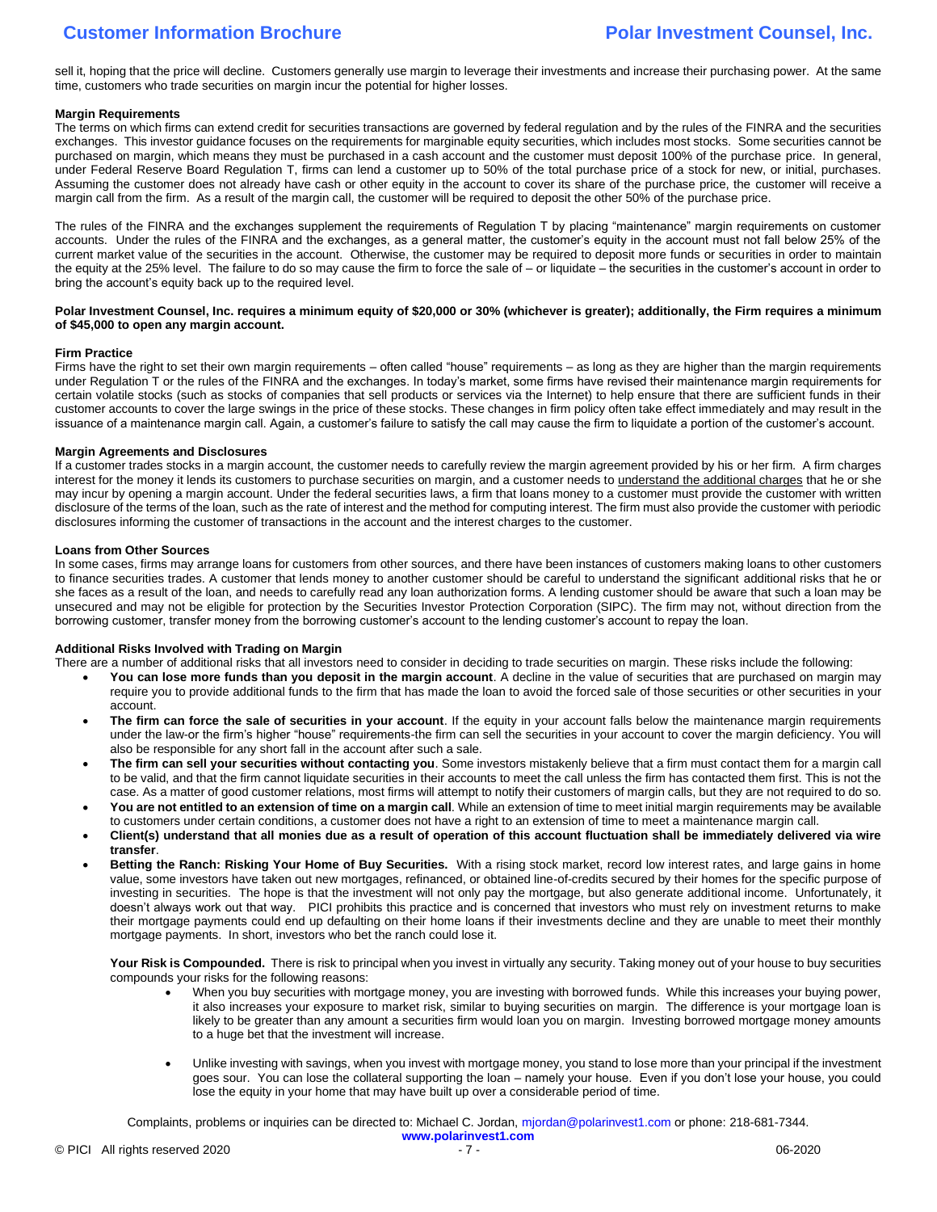sell it, hoping that the price will decline. Customers generally use margin to leverage their investments and increase their purchasing power. At the same time, customers who trade securities on margin incur the potential for higher losses.

**Margin Requirements**

The terms on which firms can extend credit for securities transactions are governed by federal regulation and by the rules of the FINRA and the securities exchanges. This investor guidance focuses on the requirements for marginable equity securities, which includes most stocks. Some securities cannot be purchased on margin, which means they must be purchased in a cash account and the customer must deposit 100% of the purchase price. In general, under Federal Reserve Board Regulation T, firms can lend a customer up to 50% of the total purchase price of a stock for new, or initial, purchases. Assuming the customer does not already have cash or other equity in the account to cover its share of the purchase price, the customer will receive a margin call from the firm. As a result of the margin call, the customer will be required to deposit the other 50% of the purchase price.

The rules of the FINRA and the exchanges supplement the requirements of Regulation T by placing "maintenance" margin requirements on customer accounts. Under the rules of the FINRA and the exchanges, as a general matter, the customer's equity in the account must not fall below 25% of the current market value of the securities in the account. Otherwise, the customer may be required to deposit more funds or securities in order to maintain the equity at the 25% level. The failure to do so may cause the firm to force the sale of – or liquidate – the securities in the customer's account in order to bring the account's equity back up to the required level.

**Polar Investment Counsel, Inc. requires a minimum equity of $20,000 or 30% (whichever is greater); additionally, the Firm requires a minimum of $45,000 to open any margin account.**

**Firm Practice**

Firms have the right to set their own margin requirements – often called "house" requirements – as long as they are higher than the margin requirements under Regulation T or the rules of the FINRA and the exchanges. In today's market, some firms have revised their maintenance margin requirements for certain volatile stocks (such as stocks of companies that sell products or services via the Internet) to help ensure that there are sufficient funds in their customer accounts to cover the large swings in the price of these stocks. These changes in firm policy often take effect immediately and may result in the issuance of a maintenance margin call. Again, a customer's failure to satisfy the call may cause the firm to liquidate a portion of the customer's account.

**Margin Agreements and Disclosures**

If a customer trades stocks in a margin account, the customer needs to carefully review the margin agreement provided by his or her firm. A firm charges interest for the money it lends its customers to purchase securities on margin, and a customer needs to understand the additional charges that he or she may incur by opening a margin account. Under the federal securities laws, a firm that loans money to a customer must provide the customer with written disclosure of the terms of the loan, such as the rate of interest and the method for computing interest. The firm must also provide the customer with periodic disclosures informing the customer of transactions in the account and the interest charges to the customer.

**Loans from Other Sources**

In some cases, firms may arrange loans for customers from other sources, and there have been instances of customers making loans to other customers to finance securities trades. A customer that lends money to another customer should be careful to understand the significant additional risks that he or she faces as a result of the loan, and needs to carefully read any loan authorization forms. A lending customer should be aware that such a loan may be unsecured and may not be eligible for protection by the Securities Investor Protection Corporation (SIPC). The firm may not, without direction from the borrowing customer, transfer money from the borrowing customer's account to the lending customer's account to repay the loan.

**Additional Risks Involved with Trading on Margin**

There are a number of additional risks that all investors need to consider in deciding to trade securities on margin. These risks include the following:

- **You can lose more funds than you deposit in the margin account**. A decline in the value of securities that are purchased on margin may require you to provide additional funds to the firm that has made the loan to avoid the forced sale of those securities or other securities in your account.
- **The firm can force the sale of securities in your account**. If the equity in your account falls below the maintenance margin requirements under the law-or the firm's higher "house" requirements-the firm can sell the securities in your account to cover the margin deficiency. You will also be responsible for any short fall in the account after such a sale.
- **The firm can sell your securities without contacting you**. Some investors mistakenly believe that a firm must contact them for a margin call to be valid, and that the firm cannot liquidate securities in their accounts to meet the call unless the firm has contacted them first. This is not the case. As a matter of good customer relations, most firms will attempt to notify their customers of margin calls, but they are not required to do so.
- **You are not entitled to an extension of time on a margin call**. While an extension of time to meet initial margin requirements may be available to customers under certain conditions, a customer does not have a right to an extension of time to meet a maintenance margin call.
- **Client(s) understand that all monies due as a result of operation of this account fluctuation shall be immediately delivered via wire transfer**.
- **Betting the Ranch: Risking Your Home of Buy Securities.** With a rising stock market, record low interest rates, and large gains in home value, some investors have taken out new mortgages, refinanced, or obtained line-of-credits secured by their homes for the specific purpose of investing in securities. The hope is that the investment will not only pay the mortgage, but also generate additional income. Unfortunately, it doesn't always work out that way. PICI prohibits this practice and is concerned that investors who must rely on investment returns to make their mortgage payments could end up defaulting on their home loans if their investments decline and they are unable to meet their monthly mortgage payments. In short, investors who bet the ranch could lose it.

  **Your Risk is Compounded.** There is risk to principal when you invest in virtually any security. Taking money out of your house to buy securities compounds your risks for the following reasons:

  - When you buy securities with mortgage money, you are investing with borrowed funds. While this increases your buying power, it also increases your exposure to market risk, similar to buying securities on margin. The difference is your mortgage loan is likely to be greater than any amount a securities firm would loan you on margin. Investing borrowed mortgage money amounts to a huge bet that the investment will increase.
  - Unlike investing with savings, when you invest with mortgage money, you stand to lose more than your principal if the investment goes sour. You can lose the collateral supporting the loan – namely your house. Even if you don't lose your house, you could lose the equity in your home that may have built up over a considerable period of time.

Complaints, problems or inquiries can be directed to: Michael C. Jordan, mjordan@polarinvest1.com or phone: 218-681-7344.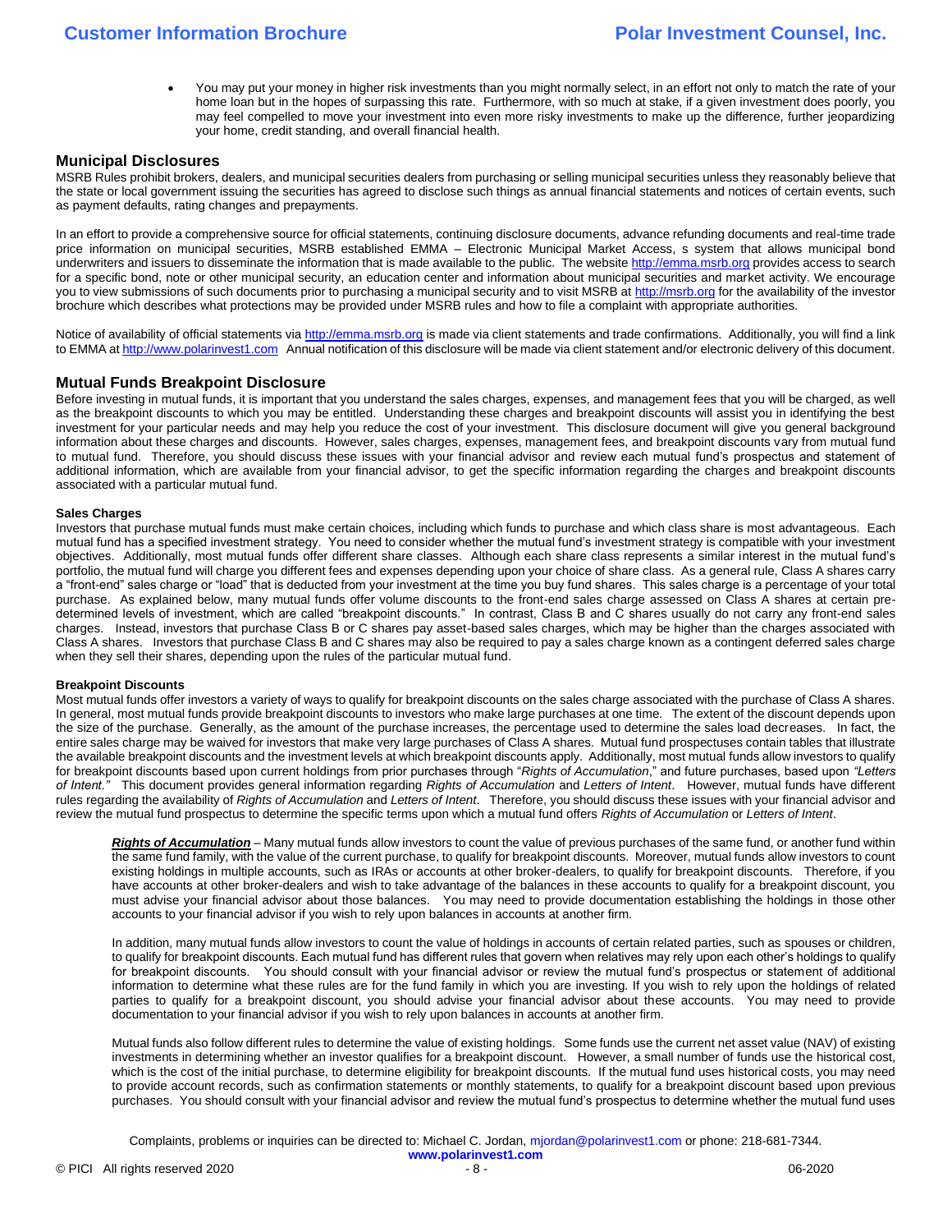- You may put your money in higher risk investments than you might normally select, in an effort not only to match the rate of your home loan but in the hopes of surpassing this rate. Furthermore, with so much at stake, if a given investment does poorly, you may feel compelled to move your investment into even more risky investments to make up the difference, further jeopardizing your home, credit standing, and overall financial health.

## Municipal Disclosures

MSRB Rules prohibit brokers, dealers, and municipal securities dealers from purchasing or selling municipal securities unless they reasonably believe that the state or local government issuing the securities has agreed to disclose such things as annual financial statements and notices of certain events, such as payment defaults, rating changes and prepayments.

In an effort to provide a comprehensive source for official statements, continuing disclosure documents, advance refunding documents and real-time trade price information on municipal securities, MSRB established EMMA – Electronic Municipal Market Access, s system that allows municipal bond underwriters and issuers to disseminate the information that is made available to the public. The website http://emma.msrb.org provides access to search for a specific bond, note or other municipal security, an education center and information about municipal securities and market activity. We encourage you to view submissions of such documents prior to purchasing a municipal security and to visit MSRB at http://msrb.org for the availability of the investor brochure which describes what protections may be provided under MSRB rules and how to file a complaint with appropriate authorities.

Notice of availability of official statements via http://emma.msrb.org is made via client statements and trade confirmations. Additionally, you will find a link to EMMA at http://www.polarinvest1.com Annual notification of this disclosure will be made via client statement and/or electronic delivery of this document.

## Mutual Funds Breakpoint Disclosure

Before investing in mutual funds, it is important that you understand the sales charges, expenses, and management fees that you will be charged, as well as the breakpoint discounts to which you may be entitled. Understanding these charges and breakpoint discounts will assist you in identifying the best investment for your particular needs and may help you reduce the cost of your investment. This disclosure document will give you general background information about these charges and discounts. However, sales charges, expenses, management fees, and breakpoint discounts vary from mutual fund to mutual fund. Therefore, you should discuss these issues with your financial advisor and review each mutual fund's prospectus and statement of additional information, which are available from your financial advisor, to get the specific information regarding the charges and breakpoint discounts associated with a particular mutual fund.

### Sales Charges

Investors that purchase mutual funds must make certain choices, including which funds to purchase and which class share is most advantageous. Each mutual fund has a specified investment strategy. You need to consider whether the mutual fund's investment strategy is compatible with your investment objectives. Additionally, most mutual funds offer different share classes. Although each share class represents a similar interest in the mutual fund's portfolio, the mutual fund will charge you different fees and expenses depending upon your choice of share class. As a general rule, Class A shares carry a "front-end" sales charge or "load" that is deducted from your investment at the time you buy fund shares. This sales charge is a percentage of your total purchase. As explained below, many mutual funds offer volume discounts to the front-end sales charge assessed on Class A shares at certain pre-determined levels of investment, which are called "breakpoint discounts." In contrast, Class B and C shares usually do not carry any front-end sales charges. Instead, investors that purchase Class B or C shares pay asset-based sales charges, which may be higher than the charges associated with Class A shares. Investors that purchase Class B and C shares may also be required to pay a sales charge known as a contingent deferred sales charge when they sell their shares, depending upon the rules of the particular mutual fund.

### Breakpoint Discounts

Most mutual funds offer investors a variety of ways to qualify for breakpoint discounts on the sales charge associated with the purchase of Class A shares. In general, most mutual funds provide breakpoint discounts to investors who make large purchases at one time. The extent of the discount depends upon the size of the purchase. Generally, as the amount of the purchase increases, the percentage used to determine the sales load decreases. In fact, the entire sales charge may be waived for investors that make very large purchases of Class A shares. Mutual fund prospectuses contain tables that illustrate the available breakpoint discounts and the investment levels at which breakpoint discounts apply. Additionally, most mutual funds allow investors to qualify for breakpoint discounts based upon current holdings from prior purchases through "*Rights of Accumulation*," and future purchases, based upon *"Letters of Intent."* This document provides general information regarding *Rights of Accumulation* and *Letters of Intent*. However, mutual funds have different rules regarding the availability of *Rights of Accumulation* and *Letters of Intent*. Therefore, you should discuss these issues with your financial advisor and review the mutual fund prospectus to determine the specific terms upon which a mutual fund offers *Rights of Accumulation* or *Letters of Intent*.

***Rights of Accumulation*** – Many mutual funds allow investors to count the value of previous purchases of the same fund, or another fund within the same fund family, with the value of the current purchase, to qualify for breakpoint discounts. Moreover, mutual funds allow investors to count existing holdings in multiple accounts, such as IRAs or accounts at other broker-dealers, to qualify for breakpoint discounts. Therefore, if you have accounts at other broker-dealers and wish to take advantage of the balances in these accounts to qualify for a breakpoint discount, you must advise your financial advisor about those balances. You may need to provide documentation establishing the holdings in those other accounts to your financial advisor if you wish to rely upon balances in accounts at another firm.

In addition, many mutual funds allow investors to count the value of holdings in accounts of certain related parties, such as spouses or children, to qualify for breakpoint discounts. Each mutual fund has different rules that govern when relatives may rely upon each other's holdings to qualify for breakpoint discounts. You should consult with your financial advisor or review the mutual fund's prospectus or statement of additional information to determine what these rules are for the fund family in which you are investing. If you wish to rely upon the holdings of related parties to qualify for a breakpoint discount, you should advise your financial advisor about these accounts. You may need to provide documentation to your financial advisor if you wish to rely upon balances in accounts at another firm.

Mutual funds also follow different rules to determine the value of existing holdings. Some funds use the current net asset value (NAV) of existing investments in determining whether an investor qualifies for a breakpoint discount. However, a small number of funds use the historical cost, which is the cost of the initial purchase, to determine eligibility for breakpoint discounts. If the mutual fund uses historical costs, you may need to provide account records, such as confirmation statements or monthly statements, to qualify for a breakpoint discount based upon previous purchases. You should consult with your financial advisor and review the mutual fund's prospectus to determine whether the mutual fund uses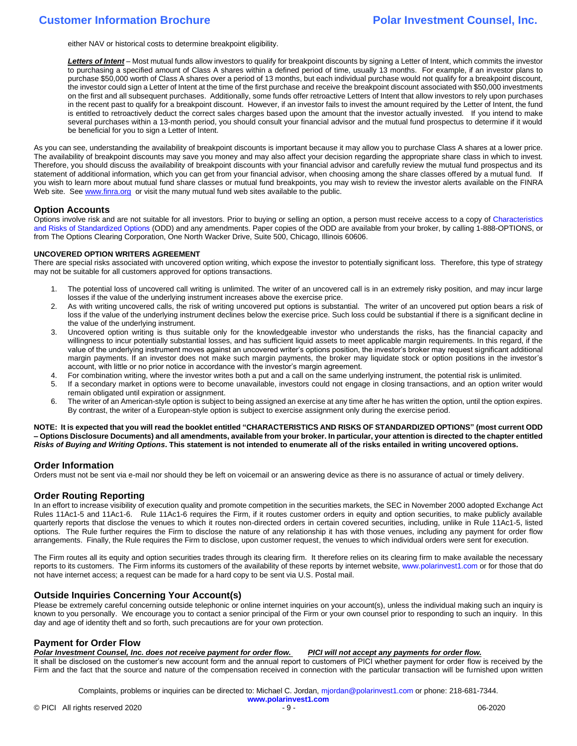either NAV or historical costs to determine breakpoint eligibility.

***Letters of Intent*** – Most mutual funds allow investors to qualify for breakpoint discounts by signing a Letter of Intent, which commits the investor to purchasing a specified amount of Class A shares within a defined period of time, usually 13 months. For example, if an investor plans to purchase $50,000 worth of Class A shares over a period of 13 months, but each individual purchase would not qualify for a breakpoint discount, the investor could sign a Letter of Intent at the time of the first purchase and receive the breakpoint discount associated with $50,000 investments on the first and all subsequent purchases. Additionally, some funds offer retroactive Letters of Intent that allow investors to rely upon purchases in the recent past to qualify for a breakpoint discount. However, if an investor fails to invest the amount required by the Letter of Intent, the fund is entitled to retroactively deduct the correct sales charges based upon the amount that the investor actually invested. If you intend to make several purchases within a 13-month period, you should consult your financial advisor and the mutual fund prospectus to determine if it would be beneficial for you to sign a Letter of Intent.

As you can see, understanding the availability of breakpoint discounts is important because it may allow you to purchase Class A shares at a lower price. The availability of breakpoint discounts may save you money and may also affect your decision regarding the appropriate share class in which to invest. Therefore, you should discuss the availability of breakpoint discounts with your financial advisor and carefully review the mutual fund prospectus and its statement of additional information, which you can get from your financial advisor, when choosing among the share classes offered by a mutual fund. If you wish to learn more about mutual fund share classes or mutual fund breakpoints, you may wish to review the investor alerts available on the FINRA Web site. See www.finra.org or visit the many mutual fund web sites available to the public.

## Option Accounts

Options involve risk and are not suitable for all investors. Prior to buying or selling an option, a person must receive access to a copy of Characteristics and Risks of Standardized Options (ODD) and any amendments. Paper copies of the ODD are available from your broker, by calling 1-888-OPTIONS, or from The Options Clearing Corporation, One North Wacker Drive, Suite 500, Chicago, Illinois 60606.

**UNCOVERED OPTION WRITERS AGREEMENT**

There are special risks associated with uncovered option writing, which expose the investor to potentially significant loss. Therefore, this type of strategy may not be suitable for all customers approved for options transactions.

1. The potential loss of uncovered call writing is unlimited. The writer of an uncovered call is in an extremely risky position, and may incur large losses if the value of the underlying instrument increases above the exercise price.
2. As with writing uncovered calls, the risk of writing uncovered put options is substantial. The writer of an uncovered put option bears a risk of loss if the value of the underlying instrument declines below the exercise price. Such loss could be substantial if there is a significant decline in the value of the underlying instrument.
3. Uncovered option writing is thus suitable only for the knowledgeable investor who understands the risks, has the financial capacity and willingness to incur potentially substantial losses, and has sufficient liquid assets to meet applicable margin requirements. In this regard, if the value of the underlying instrument moves against an uncovered writer's options position, the investor's broker may request significant additional margin payments. If an investor does not make such margin payments, the broker may liquidate stock or option positions in the investor's account, with little or no prior notice in accordance with the investor's margin agreement.
4. For combination writing, where the investor writes both a put and a call on the same underlying instrument, the potential risk is unlimited.
5. If a secondary market in options were to become unavailable, investors could not engage in closing transactions, and an option writer would remain obligated until expiration or assignment.
6. The writer of an American-style option is subject to being assigned an exercise at any time after he has written the option, until the option expires. By contrast, the writer of a European-style option is subject to exercise assignment only during the exercise period.

**NOTE: It is expected that you will read the booklet entitled "CHARACTERISTICS AND RISKS OF STANDARDIZED OPTIONS" (most current ODD – Options Disclosure Documents) and all amendments, available from your broker. In particular, your attention is directed to the chapter entitled *Risks of Buying and Writing Options*. This statement is not intended to enumerate all of the risks entailed in writing uncovered options.**

## Order Information

Orders must not be sent via e-mail nor should they be left on voicemail or an answering device as there is no assurance of actual or timely delivery.

## Order Routing Reporting

In an effort to increase visibility of execution quality and promote competition in the securities markets, the SEC in November 2000 adopted Exchange Act Rules 11Ac1-5 and 11Ac1-6. Rule 11Ac1-6 requires the Firm, if it routes customer orders in equity and option securities, to make publicly available quarterly reports that disclose the venues to which it routes non-directed orders in certain covered securities, including, unlike in Rule 11Ac1-5, listed options. The Rule further requires the Firm to disclose the nature of any relationship it has with those venues, including any payment for order flow arrangements. Finally, the Rule requires the Firm to disclose, upon customer request, the venues to which individual orders were sent for execution.

The Firm routes all its equity and option securities trades through its clearing firm. It therefore relies on its clearing firm to make available the necessary reports to its customers. The Firm informs its customers of the availability of these reports by internet website, www.polarinvest1.com or for those that do not have internet access; a request can be made for a hard copy to be sent via U.S. Postal mail.

## Outside Inquiries Concerning Your Account(s)

Please be extremely careful concerning outside telephonic or online internet inquiries on your account(s), unless the individual making such an inquiry is known to you personally. We encourage you to contact a senior principal of the Firm or your own counsel prior to responding to such an inquiry. In this day and age of identity theft and so forth, such precautions are for your own protection.

## Payment for Order Flow

***Polar Investment Counsel, Inc. does not receive payment for order flow.*** ***PICI will not accept any payments for order flow.***

It shall be disclosed on the customer's new account form and the annual report to customers of PICI whether payment for order flow is received by the Firm and the fact that the source and nature of the compensation received in connection with the particular transaction will be furnished upon written

Complaints, problems or inquiries can be directed to: Michael C. Jordan, mjordan@polarinvest1.com or phone: 218-681-7344.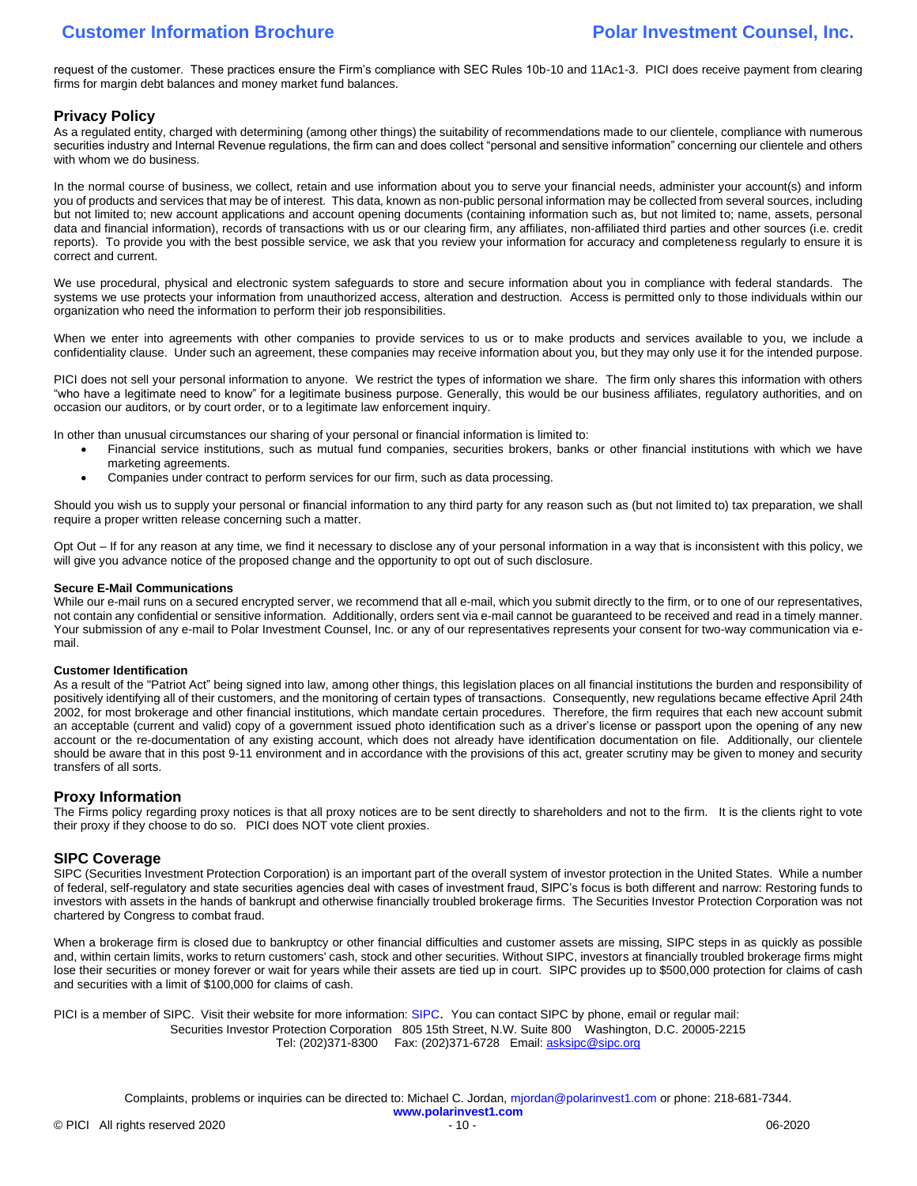request of the customer. These practices ensure the Firm's compliance with SEC Rules 10b-10 and 11Ac1-3. PICI does receive payment from clearing firms for margin debt balances and money market fund balances.

## Privacy Policy

As a regulated entity, charged with determining (among other things) the suitability of recommendations made to our clientele, compliance with numerous securities industry and Internal Revenue regulations, the firm can and does collect "personal and sensitive information" concerning our clientele and others with whom we do business.

In the normal course of business, we collect, retain and use information about you to serve your financial needs, administer your account(s) and inform you of products and services that may be of interest. This data, known as non-public personal information may be collected from several sources, including but not limited to; new account applications and account opening documents (containing information such as, but not limited to; name, assets, personal data and financial information), records of transactions with us or our clearing firm, any affiliates, non-affiliated third parties and other sources (i.e. credit reports). To provide you with the best possible service, we ask that you review your information for accuracy and completeness regularly to ensure it is correct and current.

We use procedural, physical and electronic system safeguards to store and secure information about you in compliance with federal standards. The systems we use protects your information from unauthorized access, alteration and destruction. Access is permitted only to those individuals within our organization who need the information to perform their job responsibilities.

When we enter into agreements with other companies to provide services to us or to make products and services available to you, we include a confidentiality clause. Under such an agreement, these companies may receive information about you, but they may only use it for the intended purpose.

PICI does not sell your personal information to anyone. We restrict the types of information we share. The firm only shares this information with others "who have a legitimate need to know" for a legitimate business purpose. Generally, this would be our business affiliates, regulatory authorities, and on occasion our auditors, or by court order, or to a legitimate law enforcement inquiry.

In other than unusual circumstances our sharing of your personal or financial information is limited to:

- Financial service institutions, such as mutual fund companies, securities brokers, banks or other financial institutions with which we have marketing agreements.
- Companies under contract to perform services for our firm, such as data processing.

Should you wish us to supply your personal or financial information to any third party for any reason such as (but not limited to) tax preparation, we shall require a proper written release concerning such a matter.

Opt Out – If for any reason at any time, we find it necessary to disclose any of your personal information in a way that is inconsistent with this policy, we will give you advance notice of the proposed change and the opportunity to opt out of such disclosure.

#### Secure E-Mail Communications

While our e-mail runs on a secured encrypted server, we recommend that all e-mail, which you submit directly to the firm, or to one of our representatives, not contain any confidential or sensitive information. Additionally, orders sent via e-mail cannot be guaranteed to be received and read in a timely manner. Your submission of any e-mail to Polar Investment Counsel, Inc. or any of our representatives represents your consent for two-way communication via e-mail.

#### Customer Identification

As a result of the "Patriot Act" being signed into law, among other things, this legislation places on all financial institutions the burden and responsibility of positively identifying all of their customers, and the monitoring of certain types of transactions. Consequently, new regulations became effective April 24th 2002, for most brokerage and other financial institutions, which mandate certain procedures. Therefore, the firm requires that each new account submit an acceptable (current and valid) copy of a government issued photo identification such as a driver's license or passport upon the opening of any new account or the re-documentation of any existing account, which does not already have identification documentation on file. Additionally, our clientele should be aware that in this post 9-11 environment and in accordance with the provisions of this act, greater scrutiny may be given to money and security transfers of all sorts.

## Proxy Information

The Firms policy regarding proxy notices is that all proxy notices are to be sent directly to shareholders and not to the firm. It is the clients right to vote their proxy if they choose to do so. PICI does NOT vote client proxies.

## SIPC Coverage

SIPC (Securities Investment Protection Corporation) is an important part of the overall system of investor protection in the United States. While a number of federal, self-regulatory and state securities agencies deal with cases of investment fraud, SIPC's focus is both different and narrow: Restoring funds to investors with assets in the hands of bankrupt and otherwise financially troubled brokerage firms. The Securities Investor Protection Corporation was not chartered by Congress to combat fraud.

When a brokerage firm is closed due to bankruptcy or other financial difficulties and customer assets are missing, SIPC steps in as quickly as possible and, within certain limits, works to return customers' cash, stock and other securities. Without SIPC, investors at financially troubled brokerage firms might lose their securities or money forever or wait for years while their assets are tied up in court. SIPC provides up to $500,000 protection for claims of cash and securities with a limit of $100,000 for claims of cash.

PICI is a member of SIPC. Visit their website for more information: SIPC. You can contact SIPC by phone, email or regular mail:

Securities Investor Protection Corporation 805 15th Street, N.W. Suite 800 Washington, D.C. 20005-2215
Tel: (202)371-8300 Fax: (202)371-6728 Email: asksipc@sipc.org

Complaints, problems or inquiries can be directed to: Michael C. Jordan, mjordan@polarinvest1.com or phone: 218-681-7344.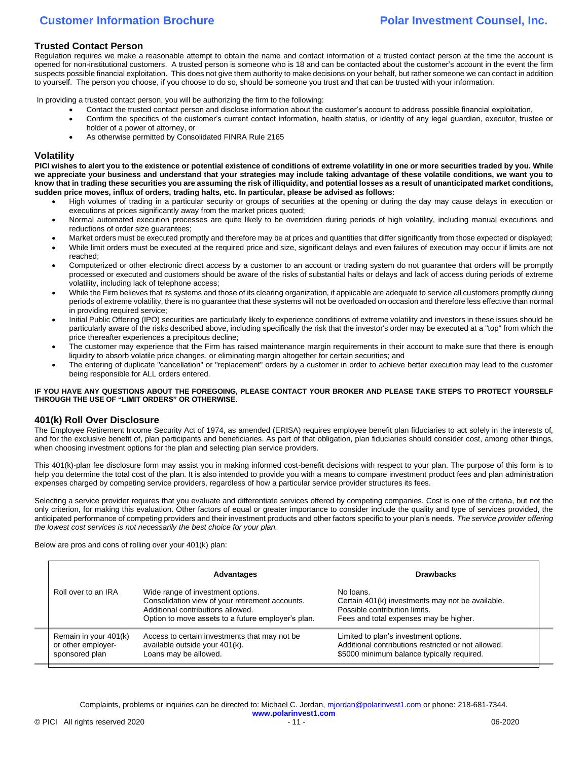## Trusted Contact Person

Regulation requires we make a reasonable attempt to obtain the name and contact information of a trusted contact person at the time the account is opened for non-institutional customers. A trusted person is someone who is 18 and can be contacted about the customer's account in the event the firm suspects possible financial exploitation. This does not give them authority to make decisions on your behalf, but rather someone we can contact in addition to yourself. The person you choose, if you choose to do so, should be someone you trust and that can be trusted with your information.

In providing a trusted contact person, you will be authorizing the firm to the following:

- Contact the trusted contact person and disclose information about the customer's account to address possible financial exploitation,
- Confirm the specifics of the customer's current contact information, health status, or identity of any legal guardian, executor, trustee or holder of a power of attorney, or
- As otherwise permitted by Consolidated FINRA Rule 2165

## Volatility

**PICI wishes to alert you to the existence or potential existence of conditions of extreme volatility in one or more securities traded by you. While we appreciate your business and understand that your strategies may include taking advantage of these volatile conditions, we want you to know that in trading these securities you are assuming the risk of illiquidity, and potential losses as a result of unanticipated market conditions, sudden price moves, influx of orders, trading halts, etc. In particular, please be advised as follows:**

- High volumes of trading in a particular security or groups of securities at the opening or during the day may cause delays in execution or executions at prices significantly away from the market prices quoted;
- Normal automated execution processes are quite likely to be overridden during periods of high volatility, including manual executions and reductions of order size guarantees;
- Market orders must be executed promptly and therefore may be at prices and quantities that differ significantly from those expected or displayed;
- While limit orders must be executed at the required price and size, significant delays and even failures of execution may occur if limits are not reached;
- Computerized or other electronic direct access by a customer to an account or trading system do not guarantee that orders will be promptly processed or executed and customers should be aware of the risks of substantial halts or delays and lack of access during periods of extreme volatility, including lack of telephone access;
- While the Firm believes that its systems and those of its clearing organization, if applicable are adequate to service all customers promptly during periods of extreme volatility, there is no guarantee that these systems will not be overloaded on occasion and therefore less effective than normal in providing required service;
- Initial Public Offering (IPO) securities are particularly likely to experience conditions of extreme volatility and investors in these issues should be particularly aware of the risks described above, including specifically the risk that the investor's order may be executed at a "top" from which the price thereafter experiences a precipitous decline;
- The customer may experience that the Firm has raised maintenance margin requirements in their account to make sure that there is enough liquidity to absorb volatile price changes, or eliminating margin altogether for certain securities; and
- The entering of duplicate "cancellation" or "replacement" orders by a customer in order to achieve better execution may lead to the customer being responsible for ALL orders entered.

**IF YOU HAVE ANY QUESTIONS ABOUT THE FOREGOING, PLEASE CONTACT YOUR BROKER AND PLEASE TAKE STEPS TO PROTECT YOURSELF THROUGH THE USE OF "LIMIT ORDERS" OR OTHERWISE.**

## 401(k) Roll Over Disclosure

The Employee Retirement Income Security Act of 1974, as amended (ERISA) requires employee benefit plan fiduciaries to act solely in the interests of, and for the exclusive benefit of, plan participants and beneficiaries. As part of that obligation, plan fiduciaries should consider cost, among other things, when choosing investment options for the plan and selecting plan service providers.

This 401(k)-plan fee disclosure form may assist you in making informed cost-benefit decisions with respect to your plan. The purpose of this form is to help you determine the total cost of the plan. It is also intended to provide you with a means to compare investment product fees and plan administration expenses charged by competing service providers, regardless of how a particular service provider structures its fees.

Selecting a service provider requires that you evaluate and differentiate services offered by competing companies. Cost is one of the criteria, but not the only criterion, for making this evaluation. Other factors of equal or greater importance to consider include the quality and type of services provided, the anticipated performance of competing providers and their investment products and other factors specific to your plan's needs. *The service provider offering the lowest cost services is not necessarily the best choice for your plan.*

Below are pros and cons of rolling over your 401(k) plan:

| | Advantages | Drawbacks |
|---|---|---|
| Roll over to an IRA | Wide range of investment options.<br>Consolidation view of your retirement accounts.<br>Additional contributions allowed.<br>Option to move assets to a future employer's plan. | No loans.<br>Certain 401(k) investments may not be available.<br>Possible contribution limits.<br>Fees and total expenses may be higher. |
| Remain in your 401(k) or other employer-sponsored plan | Access to certain investments that may not be available outside your 401(k).<br>Loans may be allowed. | Limited to plan's investment options.<br>Additional contributions restricted or not allowed.<br>$5000 minimum balance typically required. |

Complaints, problems or inquiries can be directed to: Michael C. Jordan, mjordan@polarinvest1.com or phone: 218-681-7344.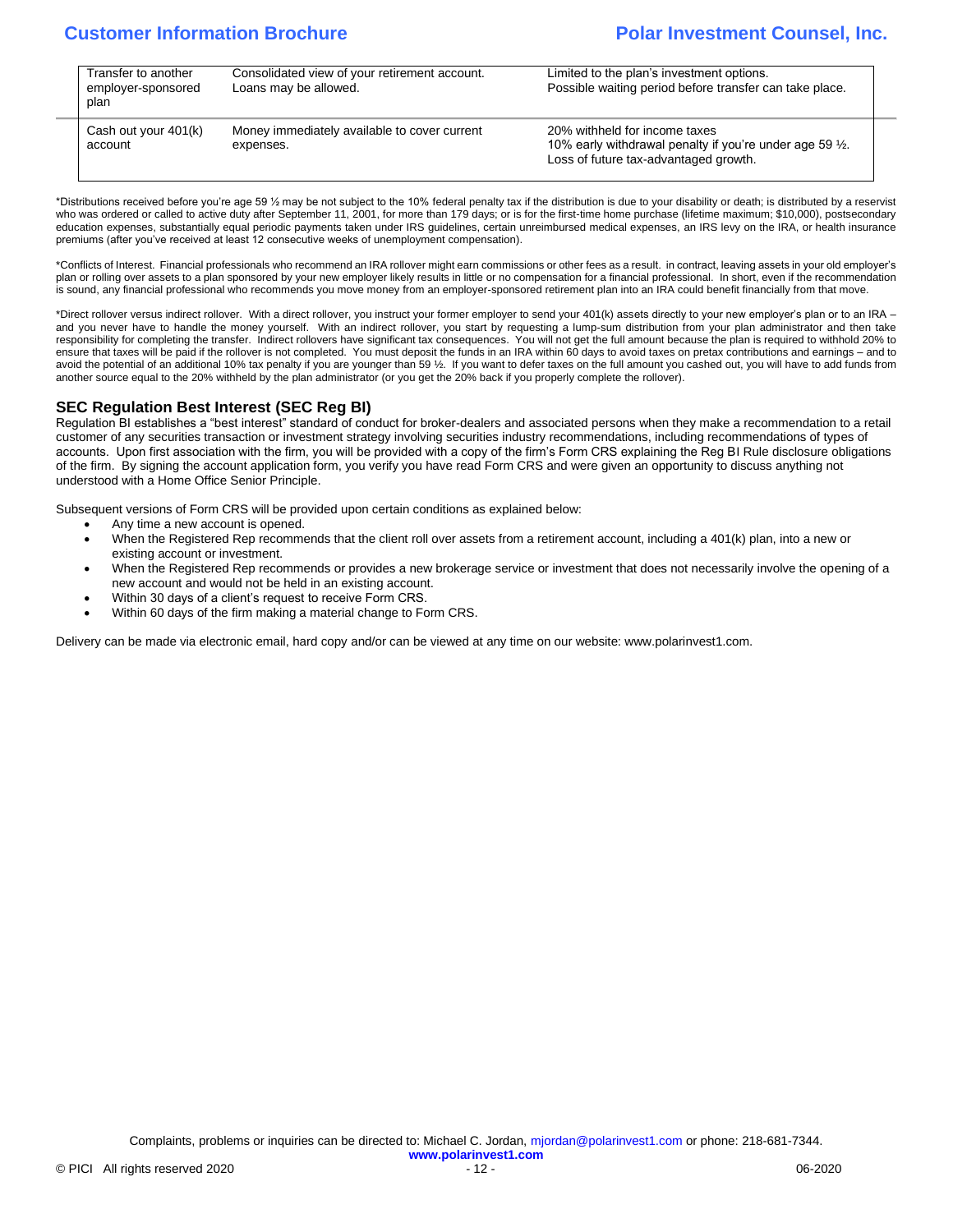| | | |
|---|---|---|
| Transfer to another employer-sponsored plan | Consolidated view of your retirement account.<br>Loans may be allowed. | Limited to the plan's investment options.<br>Possible waiting period before transfer can take place. |
| Cash out your 401(k) account | Money immediately available to cover current expenses. | 20% withheld for income taxes<br>10% early withdrawal penalty if you're under age 59 ½.<br>Loss of future tax-advantaged growth. |

*Distributions received before you're age 59 ½ may be not subject to the 10% federal penalty tax if the distribution is due to your disability or death; is distributed by a reservist who was ordered or called to active duty after September 11, 2001, for more than 179 days; or is for the first-time home purchase (lifetime maximum; $10,000), postsecondary education expenses, substantially equal periodic payments taken under IRS guidelines, certain unreimbursed medical expenses, an IRS levy on the IRA, or health insurance premiums (after you've received at least 12 consecutive weeks of unemployment compensation).

*Conflicts of Interest. Financial professionals who recommend an IRA rollover might earn commissions or other fees as a result. in contract, leaving assets in your old employer's plan or rolling over assets to a plan sponsored by your new employer likely results in little or no compensation for a financial professional. In short, even if the recommendation is sound, any financial professional who recommends you move money from an employer-sponsored retirement plan into an IRA could benefit financially from that move.

*Direct rollover versus indirect rollover. With a direct rollover, you instruct your former employer to send your 401(k) assets directly to your new employer's plan or to an IRA – and you never have to handle the money yourself. With an indirect rollover, you start by requesting a lump-sum distribution from your plan administrator and then take responsibility for completing the transfer. Indirect rollovers have significant tax consequences. You will not get the full amount because the plan is required to withhold 20% to ensure that taxes will be paid if the rollover is not completed. You must deposit the funds in an IRA within 60 days to avoid taxes on pretax contributions and earnings – and to avoid the potential of an additional 10% tax penalty if you are younger than 59 ½. If you want to defer taxes on the full amount you cashed out, you will have to add funds from another source equal to the 20% withheld by the plan administrator (or you get the 20% back if you properly complete the rollover).

## SEC Regulation Best Interest (SEC Reg BI)

Regulation BI establishes a "best interest" standard of conduct for broker-dealers and associated persons when they make a recommendation to a retail customer of any securities transaction or investment strategy involving securities industry recommendations, including recommendations of types of accounts. Upon first association with the firm, you will be provided with a copy of the firm's Form CRS explaining the Reg BI Rule disclosure obligations of the firm. By signing the account application form, you verify you have read Form CRS and were given an opportunity to discuss anything not understood with a Home Office Senior Principle.

Subsequent versions of Form CRS will be provided upon certain conditions as explained below:

- Any time a new account is opened.
- When the Registered Rep recommends that the client roll over assets from a retirement account, including a 401(k) plan, into a new or existing account or investment.
- When the Registered Rep recommends or provides a new brokerage service or investment that does not necessarily involve the opening of a new account and would not be held in an existing account.
- Within 30 days of a client's request to receive Form CRS.
- Within 60 days of the firm making a material change to Form CRS.

Delivery can be made via electronic email, hard copy and/or can be viewed at any time on our website: www.polarinvest1.com.

Complaints, problems or inquiries can be directed to: Michael C. Jordan, mjordan@polarinvest1.com or phone: 218-681-7344.